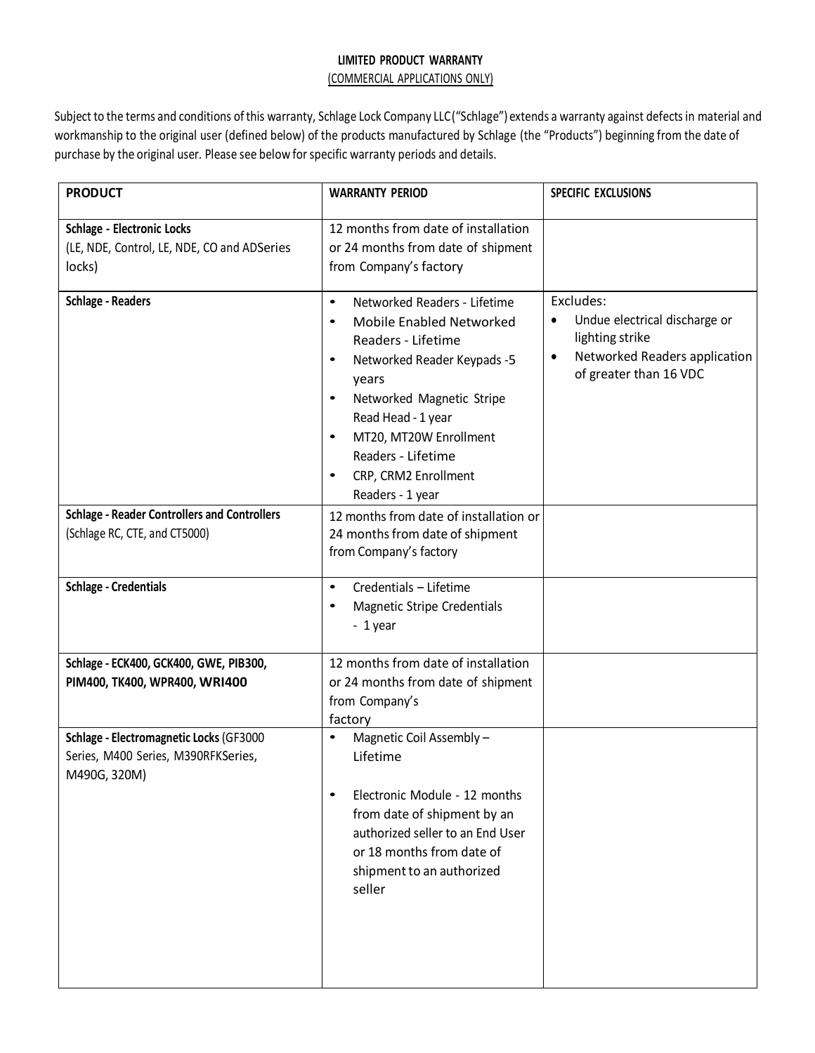# LIMITED PRODUCT WARRANTY

(COMMERCIAL APPLICATIONS ONLY)

Subject to the terms and conditions of this warranty, Schlage Lock Company LLC ("Schlage") extends a warranty against defects in material and workmanship to the original user (defined below) of the products manufactured by Schlage (the "Products") beginning from the date of purchase by the original user. Please see below for specific warranty periods and details.

| **PRODUCT** | **WARRANTY PERIOD** | **SPECIFIC EXCLUSIONS** |
|---|---|---|
| **Schlage - Electronic Locks** (LE, NDE, Control, LE, NDE, CO and ADSeries locks) | 12 months from date of installation or 24 months from date of shipment from Company's factory | |
| **Schlage - Readers** | • Networked Readers - Lifetime<br>• Mobile Enabled Networked Readers - Lifetime<br>• Networked Reader Keypads -5 years<br>• Networked Magnetic Stripe Read Head - 1 year<br>• MT20, MT20W Enrollment Readers - Lifetime<br>• CRP, CRM2 Enrollment Readers - 1 year | Excludes:<br>• Undue electrical discharge or lighting strike<br>• Networked Readers application of greater than 16 VDC |
| **Schlage - Reader Controllers and Controllers** (Schlage RC, CTE, and CT5000) | 12 months from date of installation or 24 months from date of shipment from Company's factory | |
| **Schlage - Credentials** | • Credentials – Lifetime<br>• Magnetic Stripe Credentials - 1 year | |
| **Schlage - ECK400, GCK400, GWE, PIB300, PIM400, TK400, WPR400, WRI400** | 12 months from date of installation or 24 months from date of shipment from Company's factory | |
| **Schlage - Electromagnetic Locks** (GF3000 Series, M400 Series, M390RFKSeries, M490G, 320M) | • Magnetic Coil Assembly – Lifetime<br>• Electronic Module - 12 months from date of shipment by an authorized seller to an End User or 18 months from date of shipment to an authorized seller | |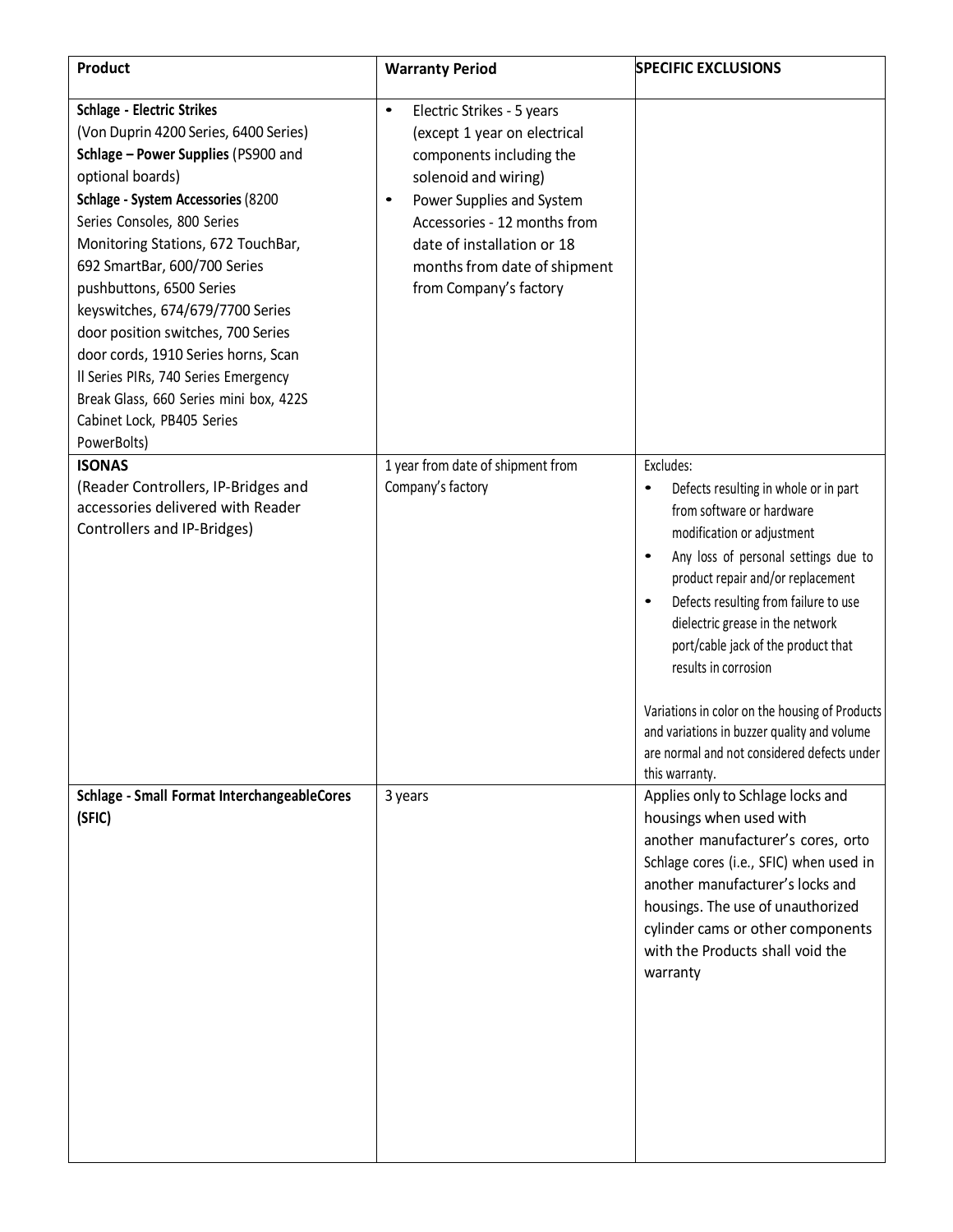| **Product** | **Warranty Period** | **SPECIFIC EXCLUSIONS** |
|---|---|---|
| **Schlage - Electric Strikes** (Von Duprin 4200 Series, 6400 Series) **Schlage – Power Supplies** (PS900 and optional boards) **Schlage - System Accessories** (8200 Series Consoles, 800 Series Monitoring Stations, 672 TouchBar, 692 SmartBar, 600/700 Series pushbuttons, 6500 Series keyswitches, 674/679/7700 Series door position switches, 700 Series door cords, 1910 Series horns, Scan II Series PIRs, 740 Series Emergency Break Glass, 660 Series mini box, 422S Cabinet Lock, PB405 Series PowerBolts) | • Electric Strikes - 5 years (except 1 year on electrical components including the solenoid and wiring)<br>• Power Supplies and System Accessories - 12 months from date of installation or 18 months from date of shipment from Company's factory | |
| **ISONAS** (Reader Controllers, IP-Bridges and accessories delivered with Reader Controllers and IP-Bridges) | 1 year from date of shipment from Company's factory | Excludes:<br>• Defects resulting in whole or in part from software or hardware modification or adjustment<br>• Any loss of personal settings due to product repair and/or replacement<br>• Defects resulting from failure to use dielectric grease in the network port/cable jack of the product that results in corrosion<br><br>Variations in color on the housing of Products and variations in buzzer quality and volume are normal and not considered defects under this warranty. |
| **Schlage - Small Format InterchangeableCores (SFIC)** | 3 years | Applies only to Schlage locks and housings when used with another manufacturer's cores, orto Schlage cores (i.e., SFIC) when used in another manufacturer's locks and housings. The use of unauthorized cylinder cams or other components with the Products shall void the warranty |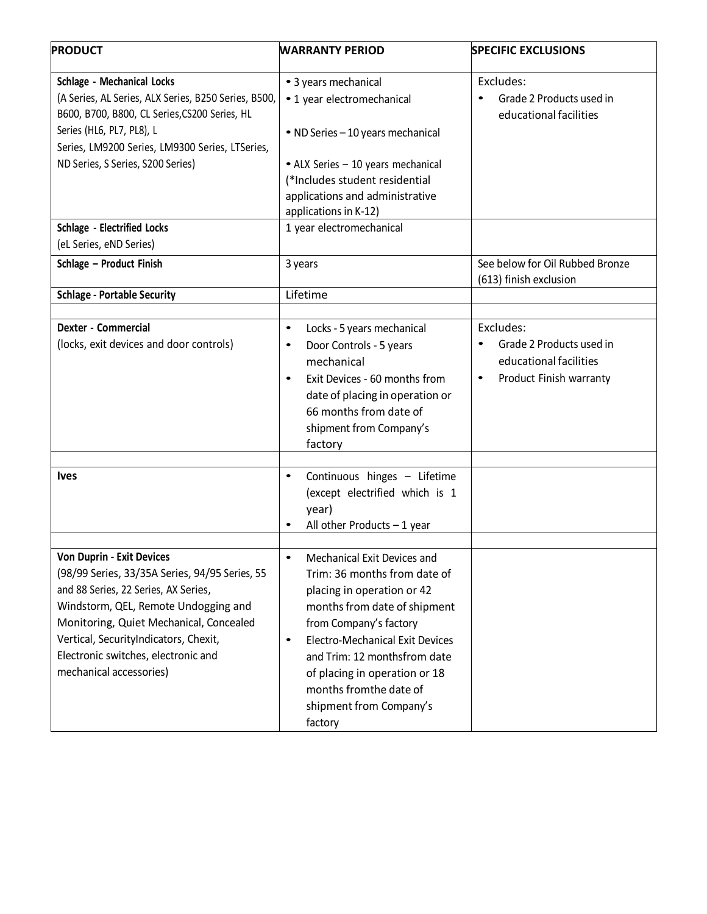| **PRODUCT** | **WARRANTY PERIOD** | **SPECIFIC EXCLUSIONS** |
|---|---|---|
| **Schlage - Mechanical Locks**<br>(A Series, AL Series, ALX Series, B250 Series, B500, B600, B700, B800, CL Series,CS200 Series, HL Series (HL6, PL7, PL8), L Series, LM9200 Series, LM9300 Series, LTSeries, ND Series, S Series, S200 Series) | • 3 years mechanical<br>• 1 year electromechanical<br><br>• ND Series – 10 years mechanical<br><br>• ALX Series – 10 years mechanical (*Includes student residential applications and administrative applications in K-12) | Excludes:<br>• Grade 2 Products used in educational facilities |
| **Schlage - Electrified Locks**<br>(eL Series, eND Series) | 1 year electromechanical | |
| **Schlage – Product Finish** | 3 years | See below for Oil Rubbed Bronze (613) finish exclusion |
| **Schlage - Portable Security** | Lifetime | |
| | | |
| **Dexter - Commercial**<br>(locks, exit devices and door controls) | • Locks - 5 years mechanical<br>• Door Controls - 5 years mechanical<br>• Exit Devices - 60 months from date of placing in operation or 66 months from date of shipment from Company's factory | Excludes:<br>• Grade 2 Products used in educational facilities<br>• Product Finish warranty |
| | | |
| **Ives** | • Continuous hinges – Lifetime (except electrified which is 1 year)<br>• All other Products – 1 year | |
| | | |
| **Von Duprin - Exit Devices**<br>(98/99 Series, 33/35A Series, 94/95 Series, 55 and 88 Series, 22 Series, AX Series, Windstorm, QEL, Remote Undogging and Monitoring, Quiet Mechanical, Concealed Vertical, SecurityIndicators, Chexit, Electronic switches, electronic and mechanical accessories) | • Mechanical Exit Devices and Trim: 36 months from date of placing in operation or 42 months from date of shipment from Company's factory<br>• Electro-Mechanical Exit Devices and Trim: 12 monthsfrom date of placing in operation or 18 months fromthe date of shipment from Company's factory | |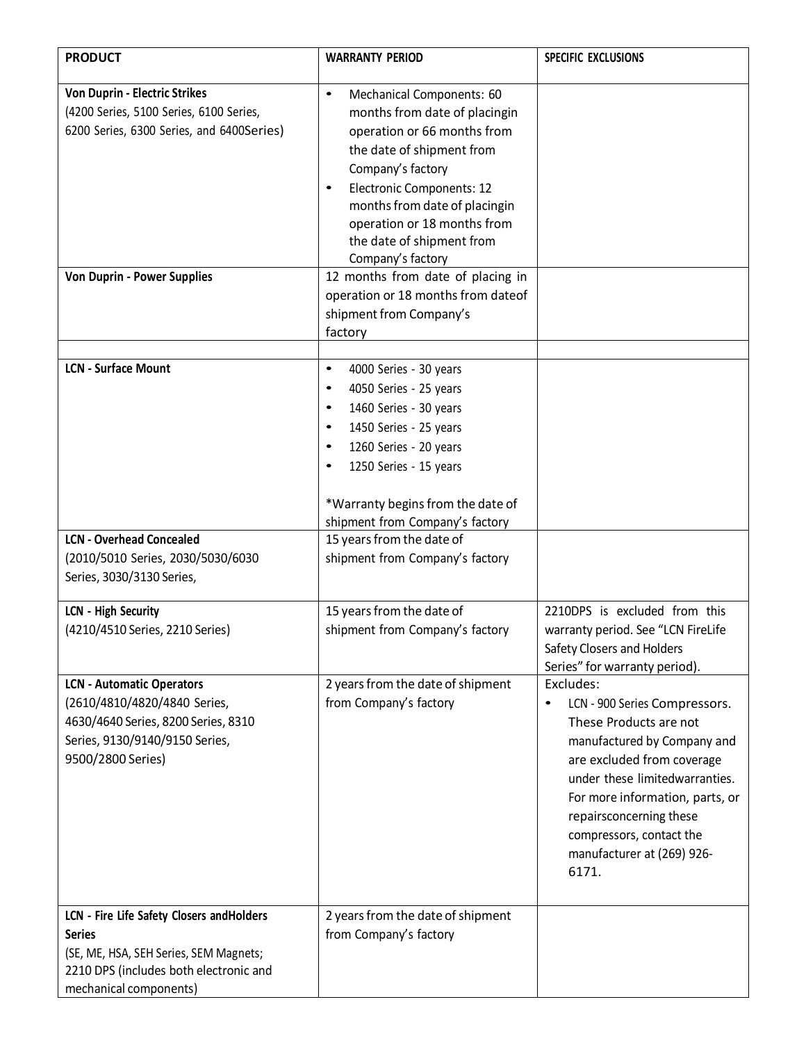| **PRODUCT** | **WARRANTY PERIOD** | **SPECIFIC EXCLUSIONS** |
|---|---|---|
| **Von Duprin - Electric Strikes**<br>(4200 Series, 5100 Series, 6100 Series, 6200 Series, 6300 Series, and 6400Series) | • Mechanical Components: 60 months from date of placingin operation or 66 months from the date of shipment from Company's factory<br>• Electronic Components: 12 months from date of placingin operation or 18 months from the date of shipment from Company's factory | |
| **Von Duprin - Power Supplies** | 12 months from date of placing in operation or 18 months from dateof shipment from Company's factory | |
| | | |
| **LCN - Surface Mount** | • 4000 Series - 30 years<br>• 4050 Series - 25 years<br>• 1460 Series - 30 years<br>• 1450 Series - 25 years<br>• 1260 Series - 20 years<br>• 1250 Series - 15 years<br><br>*Warranty begins from the date of shipment from Company's factory | |
| **LCN - Overhead Concealed**<br>(2010/5010 Series, 2030/5030/6030 Series, 3030/3130 Series, | 15 years from the date of shipment from Company's factory | |
| **LCN - High Security**<br>(4210/4510 Series, 2210 Series) | 15 years from the date of shipment from Company's factory | 2210DPS is excluded from this warranty period. See "LCN FireLife Safety Closers and Holders Series" for warranty period). |
| **LCN - Automatic Operators**<br>(2610/4810/4820/4840 Series, 4630/4640 Series, 8200 Series, 8310 Series, 9130/9140/9150 Series, 9500/2800 Series) | 2 years from the date of shipment from Company's factory | Excludes:<br>• LCN - 900 Series Compressors. These Products are not manufactured by Company and are excluded from coverage under these limitedwarranties. For more information, parts, or repairsconcerning these compressors, contact the manufacturer at (269) 926-6171. |
| **LCN - Fire Life Safety Closers andHolders Series**<br>(SE, ME, HSA, SEH Series, SEM Magnets; 2210 DPS (includes both electronic and mechanical components) | 2 years from the date of shipment from Company's factory | |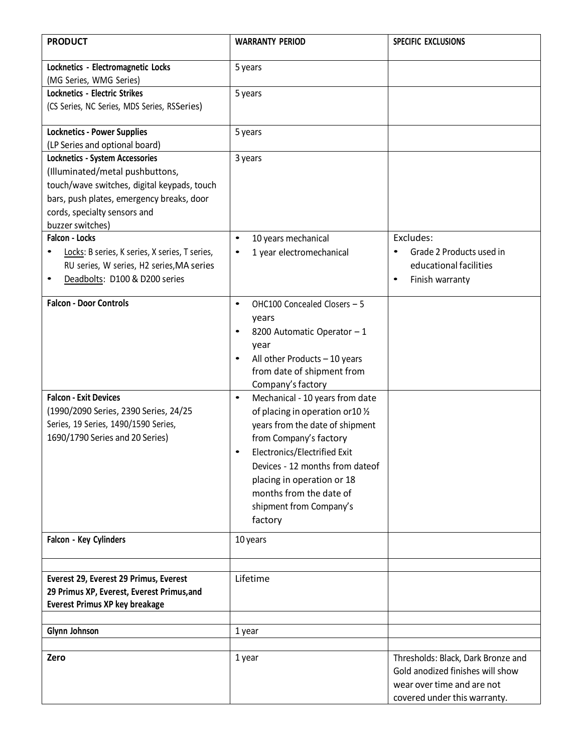| PRODUCT | WARRANTY PERIOD | SPECIFIC EXCLUSIONS |
|---|---|---|
| **Locknetics - Electromagnetic Locks** (MG Series, WMG Series) | 5 years | |
| **Locknetics - Electric Strikes** (CS Series, NC Series, MDS Series, RSSeries) | 5 years | |
| **Locknetics - Power Supplies** (LP Series and optional board) | 5 years | |
| **Locknetics - System Accessories** (Illuminated/metal pushbuttons, touch/wave switches, digital keypads, touch bars, push plates, emergency breaks, door cords, specialty sensors and buzzer switches) | 3 years | |
| **Falcon - Locks**<br>• Locks: B series, K series, X series, T series, RU series, W series, H2 series,MA series<br>• Deadbolts: D100 & D200 series | • 10 years mechanical<br>• 1 year electromechanical | Excludes:<br>• Grade 2 Products used in educational facilities<br>• Finish warranty |
| **Falcon - Door Controls** | • OHC100 Concealed Closers – 5 years<br>• 8200 Automatic Operator – 1 year<br>• All other Products – 10 years from date of shipment from Company's factory | |
| **Falcon - Exit Devices** (1990/2090 Series, 2390 Series, 24/25 Series, 19 Series, 1490/1590 Series, 1690/1790 Series and 20 Series) | • Mechanical - 10 years from date of placing in operation or10 ½ years from the date of shipment from Company's factory<br>• Electronics/Electrified Exit Devices - 12 months from dateof placing in operation or 18 months from the date of shipment from Company's factory | |
| **Falcon - Key Cylinders** | 10 years | |
| | | |
| **Everest 29, Everest 29 Primus, Everest 29 Primus XP, Everest, Everest Primus,and Everest Primus XP key breakage** | Lifetime | |
| | | |
| **Glynn Johnson** | 1 year | |
| | | |
| **Zero** | 1 year | Thresholds: Black, Dark Bronze and Gold anodized finishes will show wear over time and are not covered under this warranty. |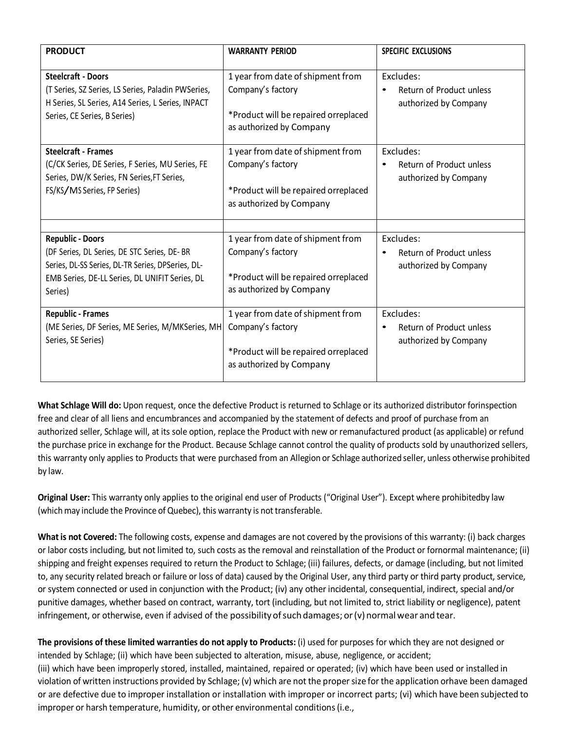| PRODUCT | WARRANTY PERIOD | SPECIFIC EXCLUSIONS |
|---|---|---|
| **Steelcraft - Doors** (T Series, SZ Series, LS Series, Paladin PWSeries, H Series, SL Series, A14 Series, L Series, INPACT Series, CE Series, B Series) | 1 year from date of shipment from Company's factory<br><br>*Product will be repaired orreplaced as authorized by Company | Excludes:<br>• Return of Product unless authorized by Company |
| **Steelcraft - Frames** (C/CK Series, DE Series, F Series, MU Series, FE Series, DW/K Series, FN Series,FT Series, FS/KS/MS Series, FP Series) | 1 year from date of shipment from Company's factory<br><br>*Product will be repaired orreplaced as authorized by Company | Excludes:<br>• Return of Product unless authorized by Company |
| | | |
| **Republic - Doors** (DF Series, DL Series, DE STC Series, DE- BR Series, DL-SS Series, DL-TR Series, DPSeries, DL-EMB Series, DE-LL Series, DL UNIFIT Series, DL Series) | 1 year from date of shipment from Company's factory<br><br>*Product will be repaired orreplaced as authorized by Company | Excludes:<br>• Return of Product unless authorized by Company |
| **Republic - Frames** (ME Series, DF Series, ME Series, M/MKSeries, MH Series, SE Series) | 1 year from date of shipment from Company's factory<br><br>*Product will be repaired orreplaced as authorized by Company | Excludes:<br>• Return of Product unless authorized by Company |

**What Schlage Will do:** Upon request, once the defective Product is returned to Schlage or its authorized distributor forinspection free and clear of all liens and encumbrances and accompanied by the statement of defects and proof of purchase from an authorized seller, Schlage will, at its sole option, replace the Product with new or remanufactured product (as applicable) or refund the purchase price in exchange for the Product. Because Schlage cannot control the quality of products sold by unauthorized sellers, this warranty only applies to Products that were purchased from an Allegion or Schlage authorized seller, unless otherwise prohibited by law.

**Original User:** This warranty only applies to the original end user of Products ("Original User"). Except where prohibitedby law (which may include the Province of Quebec), this warranty is not transferable.

**What is not Covered:** The following costs, expense and damages are not covered by the provisions of this warranty: (i) back charges or labor costs including, but not limited to, such costs as the removal and reinstallation of the Product or fornormal maintenance; (ii) shipping and freight expenses required to return the Product to Schlage; (iii) failures, defects, or damage (including, but not limited to, any security related breach or failure or loss of data) caused by the Original User, any third party or third party product, service, or system connected or used in conjunction with the Product; (iv) any other incidental, consequential, indirect, special and/or punitive damages, whether based on contract, warranty, tort (including, but not limited to, strict liability or negligence), patent infringement, or otherwise, even if advised of the possibility of such damages; or (v) normal wear and tear.

**The provisions of these limited warranties do not apply to Products:** (i) used for purposes for which they are not designed or intended by Schlage; (ii) which have been subjected to alteration, misuse, abuse, negligence, or accident;
(iii) which have been improperly stored, installed, maintained, repaired or operated; (iv) which have been used or installed in violation of written instructions provided by Schlage; (v) which are not the proper size for the application orhave been damaged or are defective due to improper installation or installation with improper or incorrect parts; (vi) which have been subjected to improper or harsh temperature, humidity, or other environmental conditions (i.e.,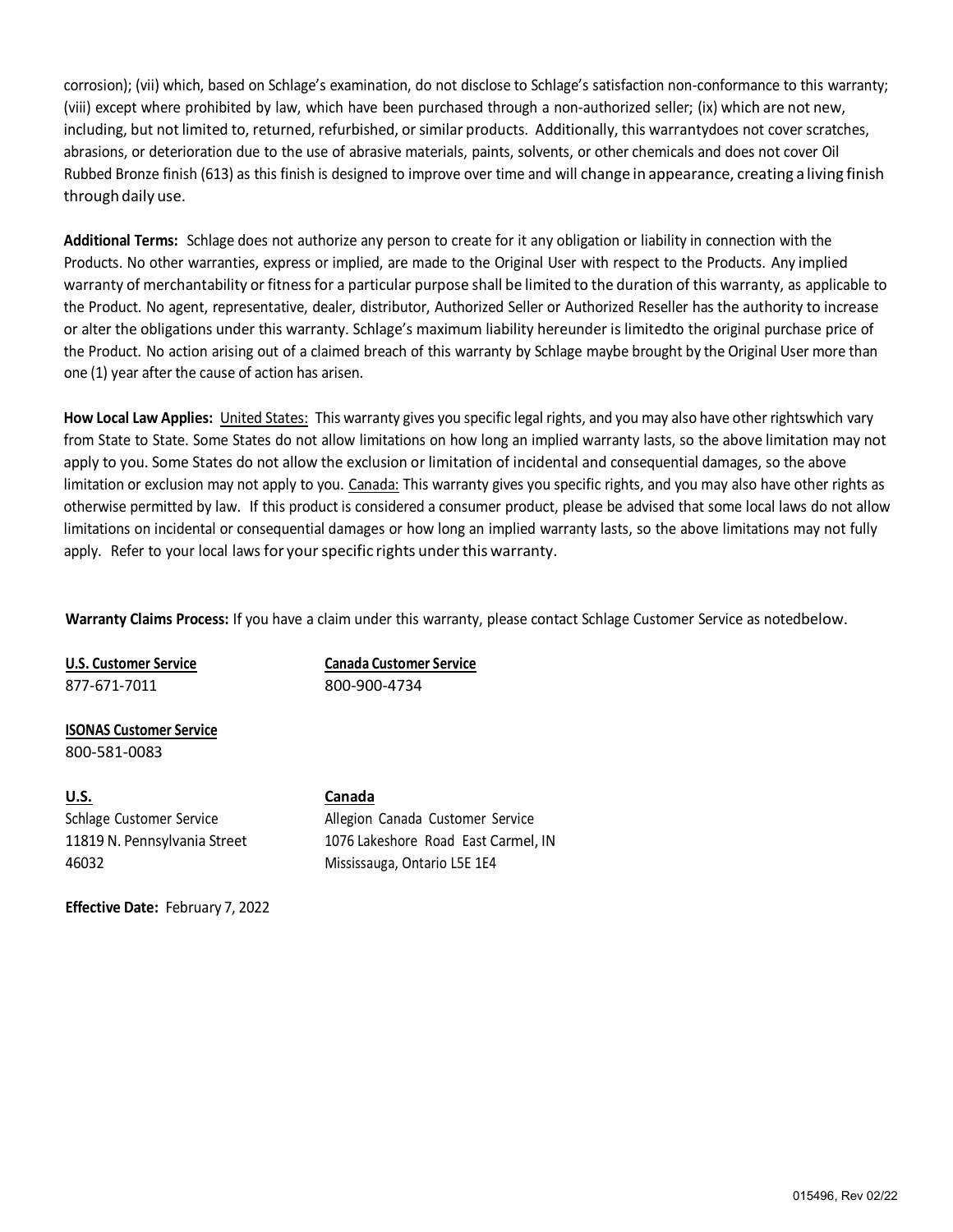corrosion); (vii) which, based on Schlage's examination, do not disclose to Schlage's satisfaction non-conformance to this warranty; (viii) except where prohibited by law, which have been purchased through a non-authorized seller; (ix) which are not new, including, but not limited to, returned, refurbished, or similar products. Additionally, this warrantydoes not cover scratches, abrasions, or deterioration due to the use of abrasive materials, paints, solvents, or other chemicals and does not cover Oil Rubbed Bronze finish (613) as this finish is designed to improve over time and will change in appearance, creating a living finish through daily use.

**Additional Terms:** Schlage does not authorize any person to create for it any obligation or liability in connection with the Products. No other warranties, express or implied, are made to the Original User with respect to the Products. Any implied warranty of merchantability or fitness for a particular purpose shall be limited to the duration of this warranty, as applicable to the Product. No agent, representative, dealer, distributor, Authorized Seller or Authorized Reseller has the authority to increase or alter the obligations under this warranty. Schlage's maximum liability hereunder is limitedto the original purchase price of the Product. No action arising out of a claimed breach of this warranty by Schlage maybe brought by the Original User more than one (1) year after the cause of action has arisen.

**How Local Law Applies:** United States: This warranty gives you specific legal rights, and you may also have other rightswhich vary from State to State. Some States do not allow limitations on how long an implied warranty lasts, so the above limitation may not apply to you. Some States do not allow the exclusion or limitation of incidental and consequential damages, so the above limitation or exclusion may not apply to you. Canada: This warranty gives you specific rights, and you may also have other rights as otherwise permitted by law. If this product is considered a consumer product, please be advised that some local laws do not allow limitations on incidental or consequential damages or how long an implied warranty lasts, so the above limitations may not fully apply. Refer to your local laws for your specific rights under this warranty.

**Warranty Claims Process:** If you have a claim under this warranty, please contact Schlage Customer Service as notedbelow.

**U.S. Customer Service**
877-671-7011

**Canada Customer Service**
800-900-4734

**ISONAS Customer Service**
800-581-0083

**U.S.**
Schlage Customer Service
11819 N. Pennsylvania Street
46032

**Canada**
Allegion Canada Customer Service
1076 Lakeshore Road East Carmel, IN
Mississauga, Ontario L5E 1E4

**Effective Date:** February 7, 2022

015496, Rev 02/22